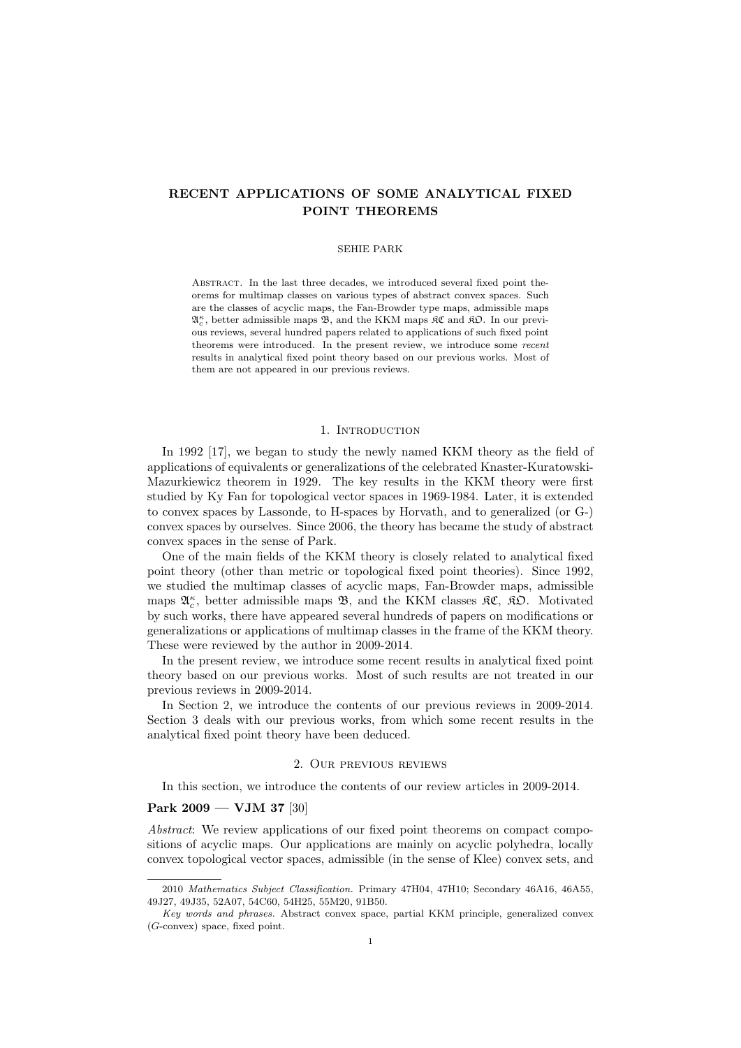# RECENT APPLICATIONS OF SOME ANALYTICAL FIXED POINT THEOREMS

SEHIE PARK

Abstract. In the last three decades, we introduced several fixed point theorems for multimap classes on various types of abstract convex spaces. Such are the classes of acyclic maps, the Fan-Browder type maps, admissible maps $\mathfrak{A}_c^\kappa$, better admissible maps $\mathfrak{B}$, and the KKM maps $\mathfrak{KC}$ and $\mathfrak{KO}$. In our previous reviews, several hundred papers related to applications of such fixed point theorems were introduced. In the present review, we introduce some *recent* results in analytical fixed point theory based on our previous works. Most of them are not appeared in our previous reviews.

## 1. Introduction

In 1992 [17], we began to study the newly named KKM theory as the field of applications of equivalents or generalizations of the celebrated Knaster-Kuratowski-Mazurkiewicz theorem in 1929. The key results in the KKM theory were first studied by Ky Fan for topological vector spaces in 1969-1984. Later, it is extended to convex spaces by Lassonde, to H-spaces by Horvath, and to generalized (or G-) convex spaces by ourselves. Since 2006, the theory has became the study of abstract convex spaces in the sense of Park.

One of the main fields of the KKM theory is closely related to analytical fixed point theory (other than metric or topological fixed point theories). Since 1992, we studied the multimap classes of acyclic maps, Fan-Browder maps, admissible maps $\mathfrak{A}_c^\kappa$, better admissible maps $\mathfrak{B}$, and the KKM classes $\mathfrak{KC}$, $\mathfrak{KO}$. Motivated by such works, there have appeared several hundreds of papers on modifications or generalizations or applications of multimap classes in the frame of the KKM theory. These were reviewed by the author in 2009-2014.

In the present review, we introduce some recent results in analytical fixed point theory based on our previous works. Most of such results are not treated in our previous reviews in 2009-2014.

In Section 2, we introduce the contents of our previous reviews in 2009-2014. Section 3 deals with our previous works, from which some recent results in the analytical fixed point theory have been deduced.

## 2. Our previous reviews

In this section, we introduce the contents of our review articles in 2009-2014.

**Park 2009 — VJM 37** [30]

*Abstract*: We review applications of our fixed point theorems on compact compositions of acyclic maps. Our applications are mainly on acyclic polyhedra, locally convex topological vector spaces, admissible (in the sense of Klee) convex sets, and

---

2010 *Mathematics Subject Classification.* Primary 47H04, 47H10; Secondary 46A16, 46A55, 49J27, 49J35, 52A07, 54C60, 54H25, 55M20, 91B50.

*Key words and phrases.* Abstract convex space, partial KKM principle, generalized convex ($G$-convex) space, fixed point.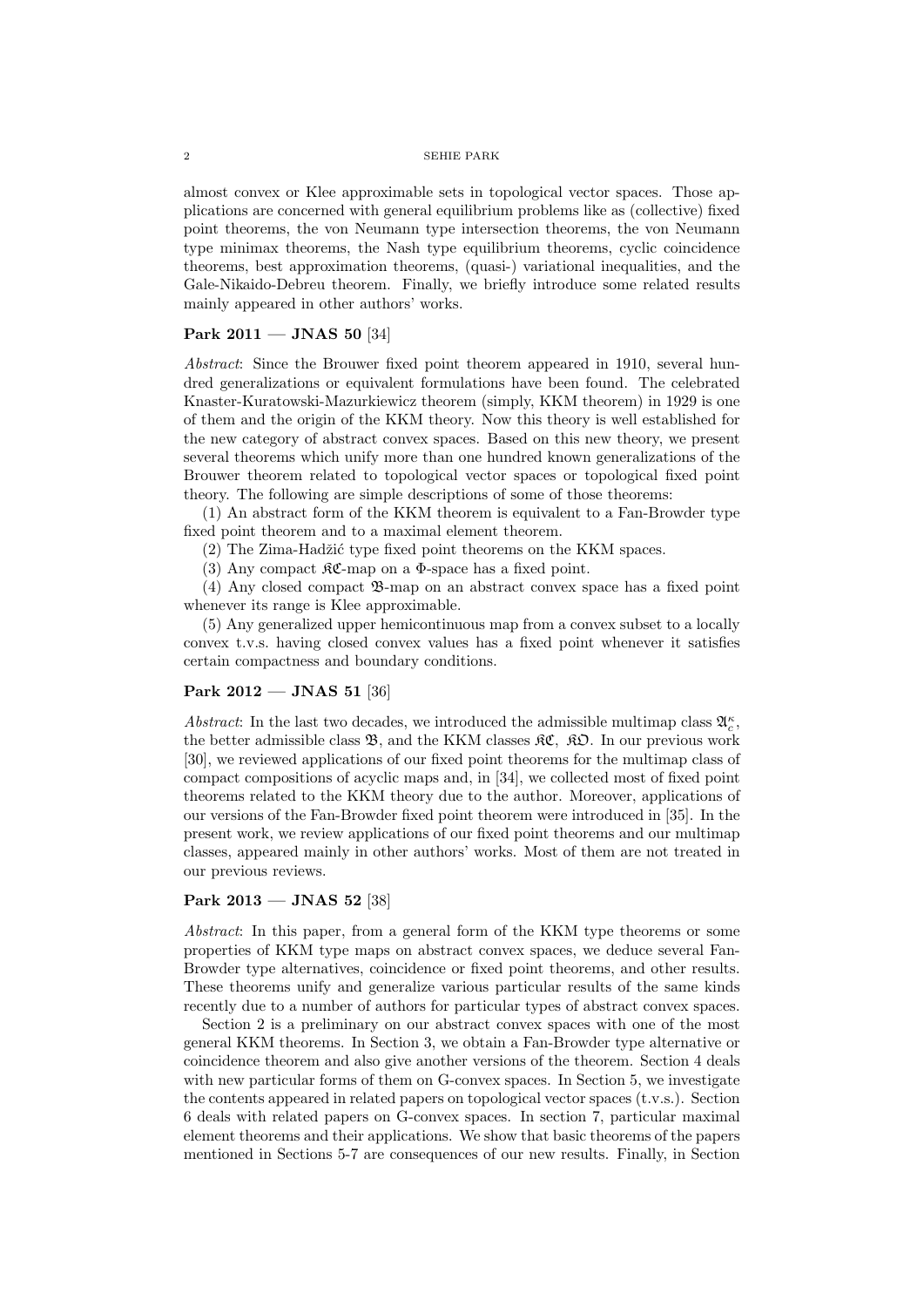almost convex or Klee approximable sets in topological vector spaces. Those applications are concerned with general equilibrium problems like as (collective) fixed point theorems, the von Neumann type intersection theorems, the von Neumann type minimax theorems, the Nash type equilibrium theorems, cyclic coincidence theorems, best approximation theorems, (quasi-) variational inequalities, and the Gale-Nikaido-Debreu theorem. Finally, we briefly introduce some related results mainly appeared in other authors' works.

### Park 2011 — JNAS 50 [34]

*Abstract*: Since the Brouwer fixed point theorem appeared in 1910, several hundred generalizations or equivalent formulations have been found. The celebrated Knaster-Kuratowski-Mazurkiewicz theorem (simply, KKM theorem) in 1929 is one of them and the origin of the KKM theory. Now this theory is well established for the new category of abstract convex spaces. Based on this new theory, we present several theorems which unify more than one hundred known generalizations of the Brouwer theorem related to topological vector spaces or topological fixed point theory. The following are simple descriptions of some of those theorems:

(1) An abstract form of the KKM theorem is equivalent to a Fan-Browder type fixed point theorem and to a maximal element theorem.

(2) The Zima-Hadžić type fixed point theorems on the KKM spaces.

(3) Any compact $\mathfrak{KC}$-map on a $\Phi$-space has a fixed point.

(4) Any closed compact $\mathfrak{B}$-map on an abstract convex space has a fixed point whenever its range is Klee approximable.

(5) Any generalized upper hemicontinuous map from a convex subset to a locally convex t.v.s. having closed convex values has a fixed point whenever it satisfies certain compactness and boundary conditions.

### Park 2012 — JNAS 51 [36]

*Abstract*: In the last two decades, we introduced the admissible multimap class $\mathfrak{A}_c^\kappa$, the better admissible class $\mathfrak{B}$, and the KKM classes $\mathfrak{KC}$, $\mathfrak{KO}$. In our previous work [30], we reviewed applications of our fixed point theorems for the multimap class of compact compositions of acyclic maps and, in [34], we collected most of fixed point theorems related to the KKM theory due to the author. Moreover, applications of our versions of the Fan-Browder fixed point theorem were introduced in [35]. In the present work, we review applications of our fixed point theorems and our multimap classes, appeared mainly in other authors' works. Most of them are not treated in our previous reviews.

### Park 2013 — JNAS 52 [38]

*Abstract*: In this paper, from a general form of the KKM type theorems or some properties of KKM type maps on abstract convex spaces, we deduce several Fan-Browder type alternatives, coincidence or fixed point theorems, and other results. These theorems unify and generalize various particular results of the same kinds recently due to a number of authors for particular types of abstract convex spaces.

Section 2 is a preliminary on our abstract convex spaces with one of the most general KKM theorems. In Section 3, we obtain a Fan-Browder type alternative or coincidence theorem and also give another versions of the theorem. Section 4 deals with new particular forms of them on G-convex spaces. In Section 5, we investigate the contents appeared in related papers on topological vector spaces (t.v.s.). Section 6 deals with related papers on G-convex spaces. In section 7, particular maximal element theorems and their applications. We show that basic theorems of the papers mentioned in Sections 5-7 are consequences of our new results. Finally, in Section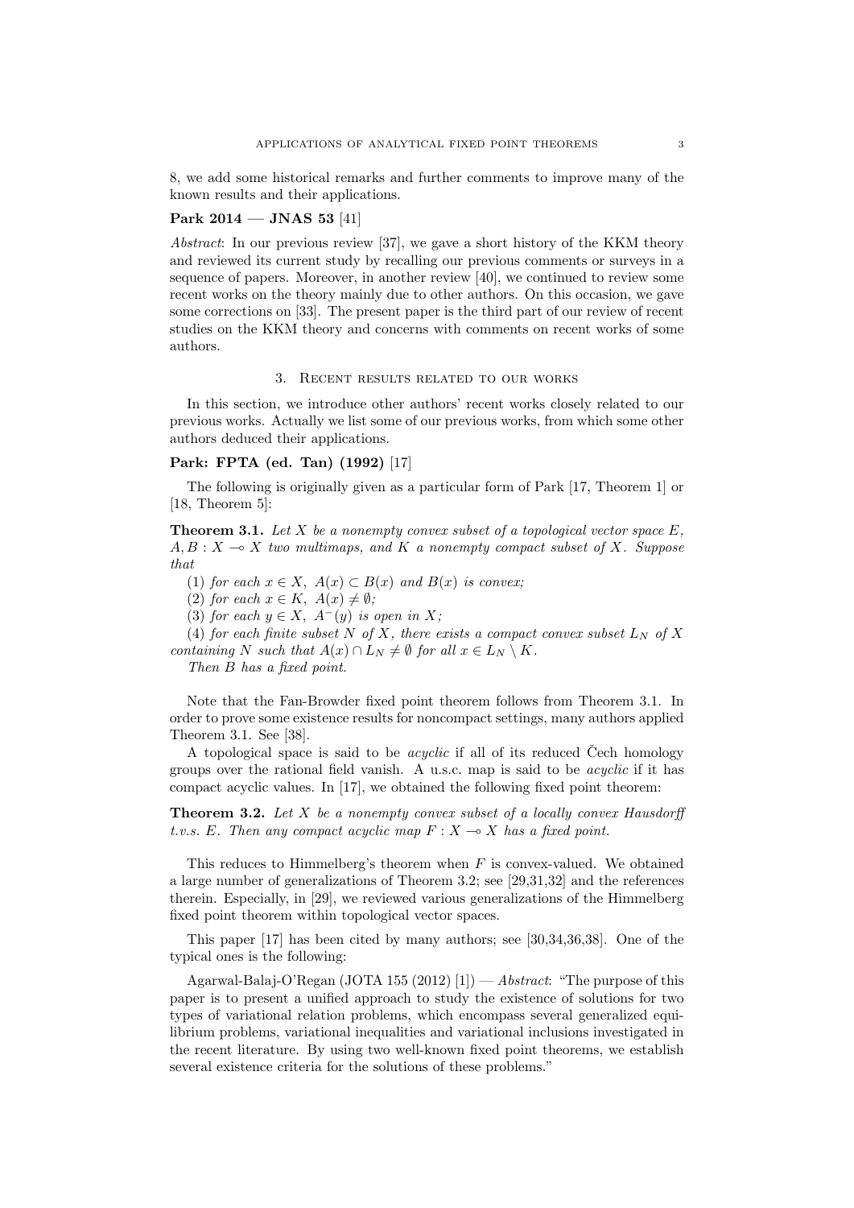8, we add some historical remarks and further comments to improve many of the known results and their applications.

**Park 2014 — JNAS 53** [41]

*Abstract*: In our previous review [37], we gave a short history of the KKM theory and reviewed its current study by recalling our previous comments or surveys in a sequence of papers. Moreover, in another review [40], we continued to review some recent works on the theory mainly due to other authors. On this occasion, we gave some corrections on [33]. The present paper is the third part of our review of recent studies on the KKM theory and concerns with comments on recent works of some authors.

## 3. Recent results related to our works

In this section, we introduce other authors' recent works closely related to our previous works. Actually we list some of our previous works, from which some other authors deduced their applications.

**Park: FPTA (ed. Tan) (1992)** [17]

The following is originally given as a particular form of Park [17, Theorem 1] or [18, Theorem 5]:

**Theorem 3.1.** *Let $X$ be a nonempty convex subset of a topological vector space $E$, $A, B : X \multimap X$ two multimaps, and $K$ a nonempty compact subset of $X$. Suppose that*

(1) *for each $x \in X$, $A(x) \subset B(x)$ and $B(x)$ is convex;*

(2) *for each $x \in K$, $A(x) \neq \emptyset$;*

(3) *for each $y \in X$, $A^{-}(y)$ is open in $X$;*

(4) *for each finite subset $N$ of $X$, there exists a compact convex subset $L_N$ of $X$ containing $N$ such that $A(x) \cap L_N \neq \emptyset$ for all $x \in L_N \setminus K$.*

*Then $B$ has a fixed point.*

Note that the Fan-Browder fixed point theorem follows from Theorem 3.1. In order to prove some existence results for noncompact settings, many authors applied Theorem 3.1. See [38].

A topological space is said to be *acyclic* if all of its reduced Čech homology groups over the rational field vanish. A u.s.c. map is said to be *acyclic* if it has compact acyclic values. In [17], we obtained the following fixed point theorem:

**Theorem 3.2.** *Let $X$ be a nonempty convex subset of a locally convex Hausdorff t.v.s. $E$. Then any compact acyclic map $F : X \multimap X$ has a fixed point.*

This reduces to Himmelberg's theorem when $F$ is convex-valued. We obtained a large number of generalizations of Theorem 3.2; see [29,31,32] and the references therein. Especially, in [29], we reviewed various generalizations of the Himmelberg fixed point theorem within topological vector spaces.

This paper [17] has been cited by many authors; see [30,34,36,38]. One of the typical ones is the following:

Agarwal-Balaj-O'Regan (JOTA 155 (2012) [1]) — *Abstract*: "The purpose of this paper is to present a unified approach to study the existence of solutions for two types of variational relation problems, which encompass several generalized equilibrium problems, variational inequalities and variational inclusions investigated in the recent literature. By using two well-known fixed point theorems, we establish several existence criteria for the solutions of these problems."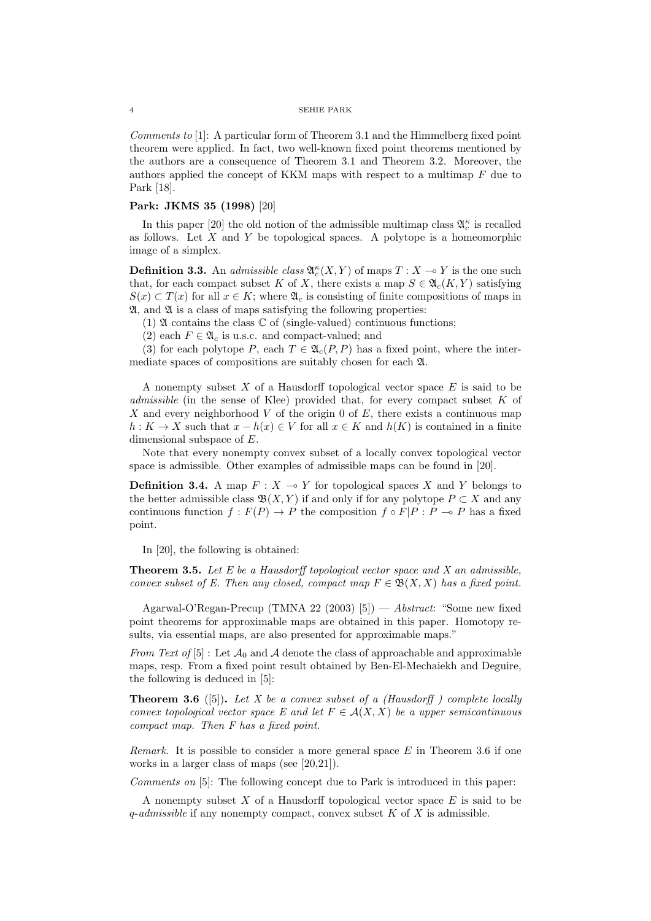*Comments to* [1]: A particular form of Theorem 3.1 and the Himmelberg fixed point theorem were applied. In fact, two well-known fixed point theorems mentioned by the authors are a consequence of Theorem 3.1 and Theorem 3.2. Moreover, the authors applied the concept of KKM maps with respect to a multimap $F$ due to Park [18].

**Park: JKMS 35 (1998)** [20]

In this paper [20] the old notion of the admissible multimap class $\mathfrak{A}_c^\kappa$ is recalled as follows. Let $X$ and $Y$ be topological spaces. A polytope is a homeomorphic image of a simplex.

**Definition 3.3.** An *admissible class* $\mathfrak{A}_c^\kappa(X,Y)$ of maps $T : X \multimap Y$ is the one such that, for each compact subset $K$ of $X$, there exists a map $S \in \mathfrak{A}_c(K,Y)$ satisfying $S(x) \subset T(x)$ for all $x \in K$; where $\mathfrak{A}_c$ is consisting of finite compositions of maps in $\mathfrak{A}$, and $\mathfrak{A}$ is a class of maps satisfying the following properties:

(1) $\mathfrak{A}$ contains the class $\mathbb{C}$ of (single-valued) continuous functions;

(2) each $F \in \mathfrak{A}_c$ is u.s.c. and compact-valued; and

(3) for each polytope $P$, each $T \in \mathfrak{A}_c(P,P)$ has a fixed point, where the intermediate spaces of compositions are suitably chosen for each $\mathfrak{A}$.

A nonempty subset $X$ of a Hausdorff topological vector space $E$ is said to be *admissible* (in the sense of Klee) provided that, for every compact subset $K$ of $X$ and every neighborhood $V$ of the origin 0 of $E$, there exists a continuous map $h : K \to X$ such that $x - h(x) \in V$ for all $x \in K$ and $h(K)$ is contained in a finite dimensional subspace of $E$.

Note that every nonempty convex subset of a locally convex topological vector space is admissible. Other examples of admissible maps can be found in [20].

**Definition 3.4.** A map $F : X \multimap Y$ for topological spaces $X$ and $Y$ belongs to the better admissible class $\mathfrak{B}(X,Y)$ if and only if for any polytope $P \subset X$ and any continuous function $f : F(P) \to P$ the composition $f \circ F|P : P \multimap P$ has a fixed point.

In [20], the following is obtained:

**Theorem 3.5.** *Let $E$ be a Hausdorff topological vector space and $X$ an admissible, convex subset of $E$. Then any closed, compact map $F \in \mathfrak{B}(X,X)$ has a fixed point.*

Agarwal-O'Regan-Precup (TMNA 22 (2003) [5]) — *Abstract*: "Some new fixed point theorems for approximable maps are obtained in this paper. Homotopy results, via essential maps, are also presented for approximable maps."

*From Text of* [5] : Let $\mathcal{A}_0$ and $\mathcal{A}$ denote the class of approachable and approximable maps, resp. From a fixed point result obtained by Ben-El-Mechaiekh and Deguire, the following is deduced in [5]:

**Theorem 3.6** ([5])**.** *Let $X$ be a convex subset of a (Hausdorff ) complete locally convex topological vector space $E$ and let $F \in \mathcal{A}(X,X)$ be a upper semicontinuous compact map. Then $F$ has a fixed point.*

*Remark.* It is possible to consider a more general space $E$ in Theorem 3.6 if one works in a larger class of maps (see [20,21]).

*Comments on* [5]: The following concept due to Park is introduced in this paper:

A nonempty subset $X$ of a Hausdorff topological vector space $E$ is said to be *q-admissible* if any nonempty compact, convex subset $K$ of $X$ is admissible.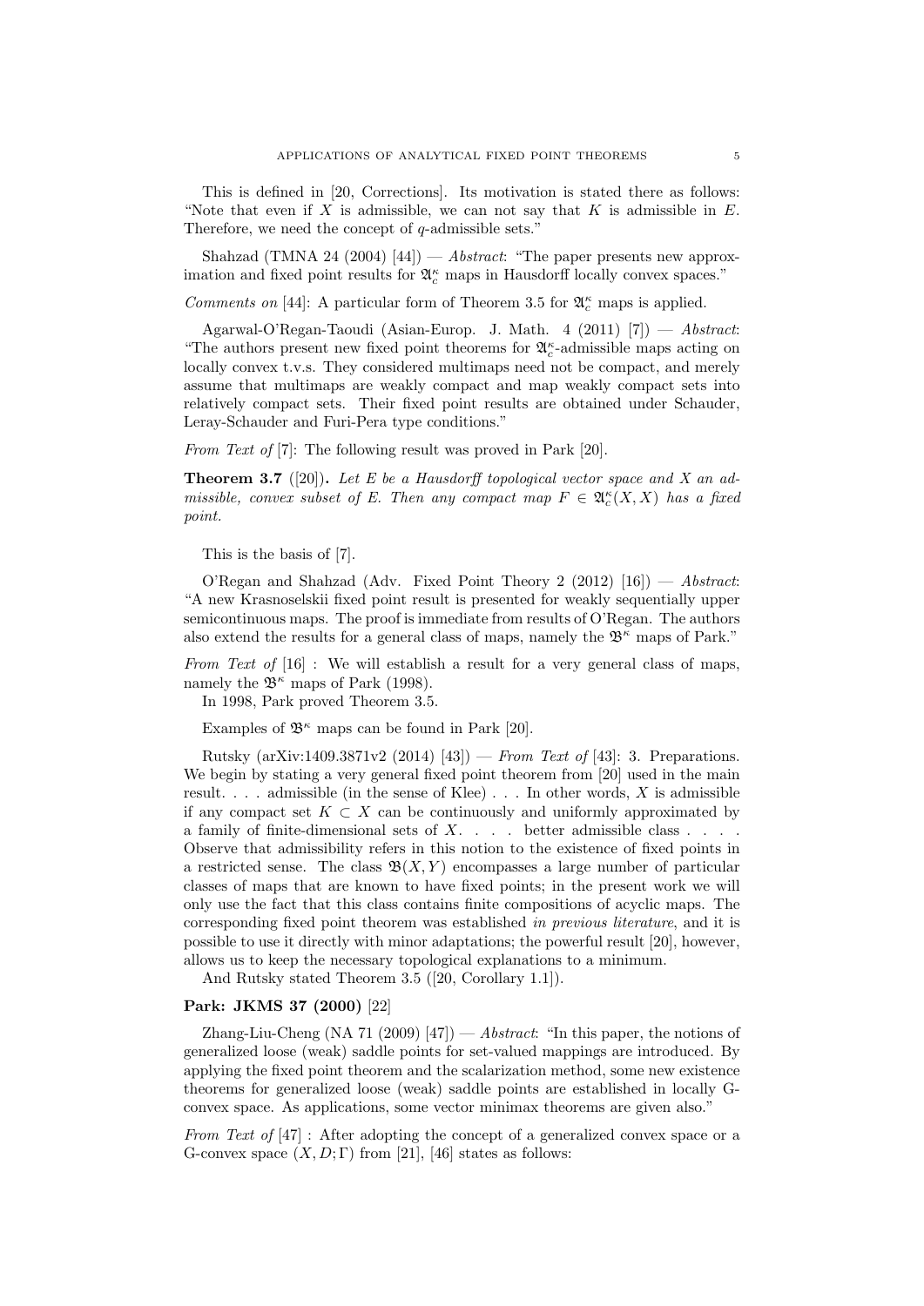This is defined in [20, Corrections]. Its motivation is stated there as follows: "Note that even if $X$ is admissible, we can not say that $K$ is admissible in $E$. Therefore, we need the concept of $q$-admissible sets."

Shahzad (TMNA 24 (2004) [44]) — *Abstract*: "The paper presents new approximation and fixed point results for $\mathfrak{A}_c^\kappa$ maps in Hausdorff locally convex spaces."

*Comments on* [44]: A particular form of Theorem 3.5 for $\mathfrak{A}_c^\kappa$ maps is applied.

Agarwal-O'Regan-Taoudi (Asian-Europ. J. Math. 4 (2011) [7]) — *Abstract*: "The authors present new fixed point theorems for $\mathfrak{A}_c^\kappa$-admissible maps acting on locally convex t.v.s. They considered multimaps need not be compact, and merely assume that multimaps are weakly compact and map weakly compact sets into relatively compact sets. Their fixed point results are obtained under Schauder, Leray-Schauder and Furi-Pera type conditions."

*From Text of* [7]: The following result was proved in Park [20].

**Theorem 3.7** ([20])**.** *Let $E$ be a Hausdorff topological vector space and $X$ an admissible, convex subset of $E$. Then any compact map $F \in \mathfrak{A}_c^\kappa(X, X)$ has a fixed point.*

This is the basis of [7].

O'Regan and Shahzad (Adv. Fixed Point Theory 2 (2012) [16]) — *Abstract*: "A new Krasnoselskii fixed point result is presented for weakly sequentially upper semicontinuous maps. The proof is immediate from results of O'Regan. The authors also extend the results for a general class of maps, namely the $\mathfrak{B}^\kappa$ maps of Park."

*From Text of* [16] : We will establish a result for a very general class of maps, namely the $\mathfrak{B}^\kappa$ maps of Park (1998).
In 1998, Park proved Theorem 3.5.

Examples of $\mathfrak{B}^\kappa$ maps can be found in Park [20].

Rutsky (arXiv:1409.3871v2 (2014) [43]) — *From Text of* [43]: 3. Preparations. We begin by stating a very general fixed point theorem from [20] used in the main result. . . . admissible (in the sense of Klee) . . . In other words, $X$ is admissible if any compact set $K \subset X$ can be continuously and uniformly approximated by a family of finite-dimensional sets of $X$. . . . better admissible class . . . . Observe that admissibility refers in this notion to the existence of fixed points in a restricted sense. The class $\mathfrak{B}(X, Y)$ encompasses a large number of particular classes of maps that are known to have fixed points; in the present work we will only use the fact that this class contains finite compositions of acyclic maps. The corresponding fixed point theorem was established *in previous literature*, and it is possible to use it directly with minor adaptations; the powerful result [20], however, allows us to keep the necessary topological explanations to a minimum.
And Rutsky stated Theorem 3.5 ([20, Corollary 1.1]).

**Park: JKMS 37 (2000)** [22]

Zhang-Liu-Cheng (NA 71 (2009) [47]) — *Abstract*: "In this paper, the notions of generalized loose (weak) saddle points for set-valued mappings are introduced. By applying the fixed point theorem and the scalarization method, some new existence theorems for generalized loose (weak) saddle points are established in locally G-convex space. As applications, some vector minimax theorems are given also."

*From Text of* [47] : After adopting the concept of a generalized convex space or a G-convex space $(X, D; \Gamma)$ from [21], [46] states as follows: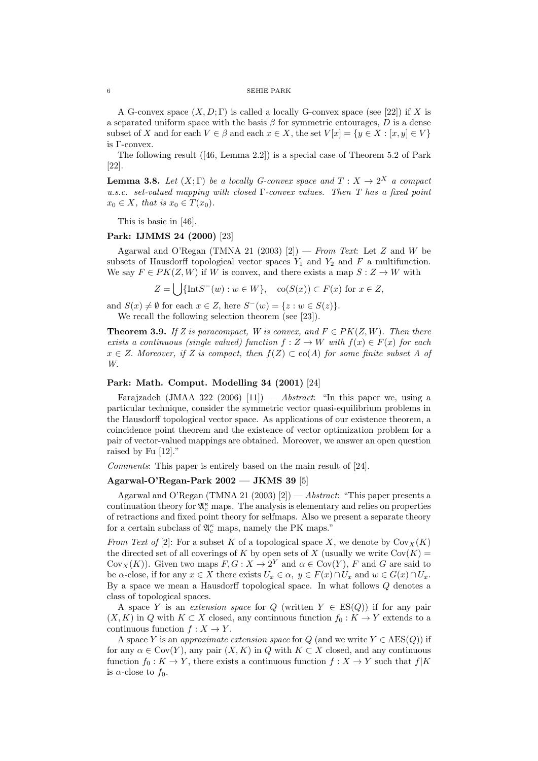A G-convex space $(X, D; \Gamma)$ is called a locally G-convex space (see [22]) if $X$ is a separated uniform space with the basis $\beta$ for symmetric entourages, $D$ is a dense subset of $X$ and for each $V \in \beta$ and each $x \in X$, the set $V[x] = \{y \in X : [x, y] \in V\}$ is $\Gamma$-convex.

The following result ([46, Lemma 2.2]) is a special case of Theorem 5.2 of Park [22].

**Lemma 3.8.** *Let $(X; \Gamma)$ be a locally G-convex space and $T : X \to 2^X$ a compact u.s.c. set-valued mapping with closed $\Gamma$-convex values. Then $T$ has a fixed point $x_0 \in X$, that is $x_0 \in T(x_0)$.*

This is basic in [46].

**Park: IJMMS 24 (2000)** [23]

Agarwal and O'Regan (TMNA 21 (2003) [2]) — *From Text*: Let $Z$ and $W$ be subsets of Hausdorff topological vector spaces $Y_1$ and $Y_2$ and $F$ a multifunction. We say $F \in PK(Z, W)$ if $W$ is convex, and there exists a map $S : Z \to W$ with

$$Z = \bigcup\{\text{Int}S^-(w) : w \in W\}, \quad \text{co}(S(x)) \subset F(x) \text{ for } x \in Z,$$

and $S(x) \neq \emptyset$ for each $x \in Z$, here $S^-(w) = \{z : w \in S(z)\}$.

We recall the following selection theorem (see [23]).

**Theorem 3.9.** *If $Z$ is paracompact, $W$ is convex, and $F \in PK(Z, W)$. Then there exists a continuous (single valued) function $f : Z \to W$ with $f(x) \in F(x)$ for each $x \in Z$. Moreover, if $Z$ is compact, then $f(Z) \subset \text{co}(A)$ for some finite subset $A$ of $W$.*

**Park: Math. Comput. Modelling 34 (2001)** [24]

Farajzadeh (JMAA 322 (2006) [11]) — *Abstract*: "In this paper we, using a particular technique, consider the symmetric vector quasi-equilibrium problems in the Hausdorff topological vector space. As applications of our existence theorem, a coincidence point theorem and the existence of vector optimization problem for a pair of vector-valued mappings are obtained. Moreover, we answer an open question raised by Fu [12]."

*Comments*: This paper is entirely based on the main result of [24].

**Agarwal-O'Regan-Park 2002 — JKMS 39** [5]

Agarwal and O'Regan (TMNA 21 (2003) [2]) — *Abstract*: "This paper presents a continuation theory for $\mathfrak{A}_c^\kappa$ maps. The analysis is elementary and relies on properties of retractions and fixed point theory for selfmaps. Also we present a separate theory for a certain subclass of $\mathfrak{A}_c^\kappa$ maps, namely the PK maps."

*From Text of* [2]: For a subset $K$ of a topological space $X$, we denote by $\text{Cov}_X(K)$ the directed set of all coverings of $K$ by open sets of $X$ (usually we write $\text{Cov}(K) = \text{Cov}_X(K)$). Given two maps $F, G : X \to 2^Y$ and $\alpha \in \text{Cov}(Y)$, $F$ and $G$ are said to be $\alpha$-close, if for any $x \in X$ there exists $U_x \in \alpha$, $y \in F(x) \cap U_x$ and $w \in G(x) \cap U_x$. By a space we mean a Hausdorff topological space. In what follows $Q$ denotes a class of topological spaces.

A space $Y$ is an *extension space* for $Q$ (written $Y \in \text{ES}(Q)$) if for any pair $(X, K)$ in $Q$ with $K \subset X$ closed, any continuous function $f_0 : K \to Y$ extends to a continuous function $f : X \to Y$.

A space $Y$ is an *approximate extension space* for $Q$ (and we write $Y \in \text{AES}(Q)$) if for any $\alpha \in \text{Cov}(Y)$, any pair $(X, K)$ in $Q$ with $K \subset X$ closed, and any continuous function $f_0 : K \to Y$, there exists a continuous function $f : X \to Y$ such that $f|K$ is $\alpha$-close to $f_0$.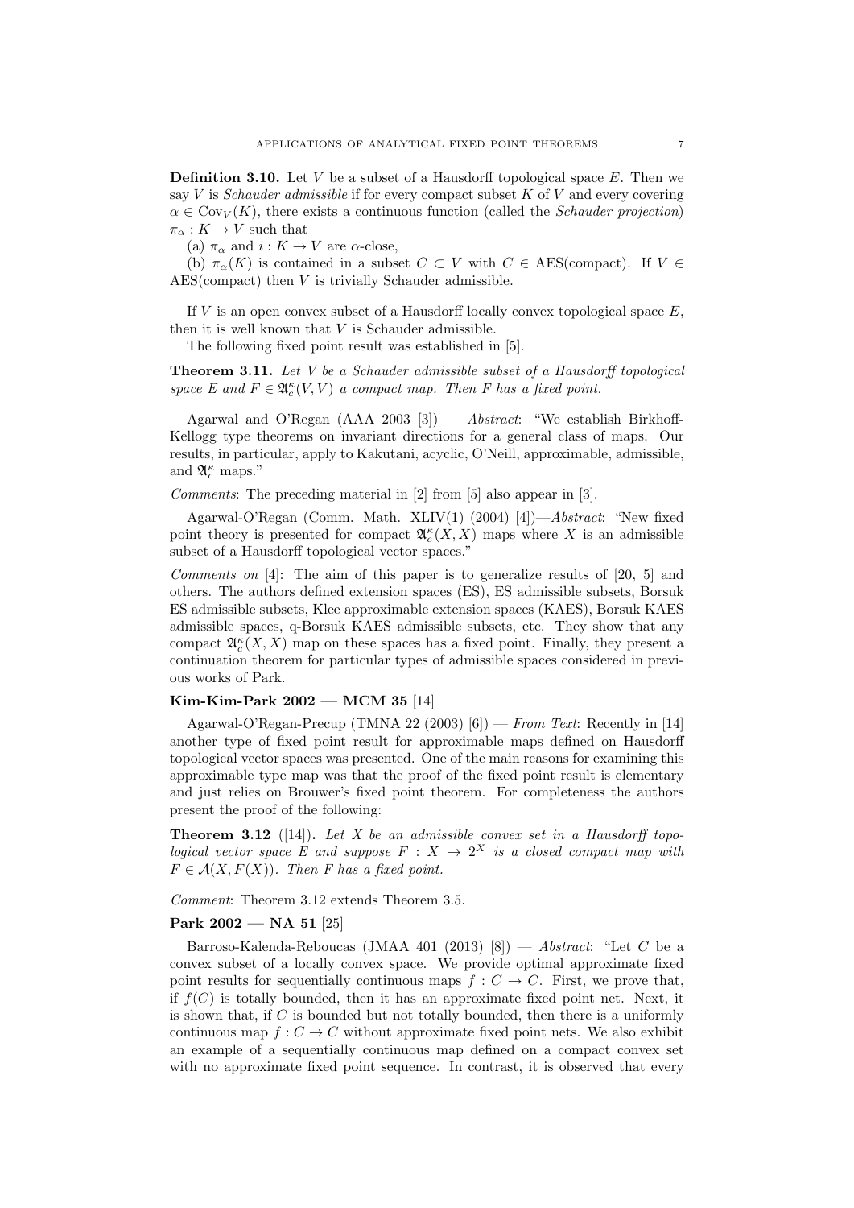**Definition 3.10.** Let $V$ be a subset of a Hausdorff topological space $E$. Then we say $V$ is *Schauder admissible* if for every compact subset $K$ of $V$ and every covering $\alpha \in \mathrm{Cov}_V(K)$, there exists a continuous function (called the *Schauder projection*) $\pi_\alpha : K \to V$ such that

(a) $\pi_\alpha$ and $i : K \to V$ are $\alpha$-close,

(b) $\pi_\alpha(K)$ is contained in a subset $C \subset V$ with $C \in \mathrm{AES(compact)}$. If $V \in \mathrm{AES(compact)}$ then $V$ is trivially Schauder admissible.

If $V$ is an open convex subset of a Hausdorff locally convex topological space $E$, then it is well known that $V$ is Schauder admissible.

The following fixed point result was established in [5].

**Theorem 3.11.** *Let $V$ be a Schauder admissible subset of a Hausdorff topological space $E$ and $F \in \mathfrak{A}_c^\kappa(V, V)$ a compact map. Then $F$ has a fixed point.*

Agarwal and O'Regan (AAA 2003 [3]) — *Abstract*: "We establish Birkhoff-Kellogg type theorems on invariant directions for a general class of maps. Our results, in particular, apply to Kakutani, acyclic, O'Neill, approximable, admissible, and $\mathfrak{A}_c^\kappa$ maps."

*Comments*: The preceding material in [2] from [5] also appear in [3].

Agarwal-O'Regan (Comm. Math. XLIV(1) (2004) [4])—*Abstract*: "New fixed point theory is presented for compact $\mathfrak{A}_c^\kappa(X, X)$ maps where $X$ is an admissible subset of a Hausdorff topological vector spaces."

*Comments on* [4]: The aim of this paper is to generalize results of [20, 5] and others. The authors defined extension spaces (ES), ES admissible subsets, Borsuk ES admissible subsets, Klee approximable extension spaces (KAES), Borsuk KAES admissible spaces, q-Borsuk KAES admissible subsets, etc. They show that any compact $\mathfrak{A}_c^\kappa(X, X)$ map on these spaces has a fixed point. Finally, they present a continuation theorem for particular types of admissible spaces considered in previous works of Park.

**Kim-Kim-Park 2002 — MCM 35** [14]

Agarwal-O'Regan-Precup (TMNA 22 (2003) [6]) — *From Text*: Recently in [14] another type of fixed point result for approximable maps defined on Hausdorff topological vector spaces was presented. One of the main reasons for examining this approximable type map was that the proof of the fixed point result is elementary and just relies on Brouwer's fixed point theorem. For completeness the authors present the proof of the following:

**Theorem 3.12** ([14])**.** *Let $X$ be an admissible convex set in a Hausdorff topological vector space $E$ and suppose $F : X \to 2^X$ is a closed compact map with $F \in \mathcal{A}(X, F(X))$. Then $F$ has a fixed point.*

*Comment*: Theorem 3.12 extends Theorem 3.5.

**Park 2002 — NA 51** [25]

Barroso-Kalenda-Reboucas (JMAA 401 (2013) [8]) — *Abstract*: "Let $C$ be a convex subset of a locally convex space. We provide optimal approximate fixed point results for sequentially continuous maps $f : C \to C$. First, we prove that, if $f(C)$ is totally bounded, then it has an approximate fixed point net. Next, it is shown that, if $C$ is bounded but not totally bounded, then there is a uniformly continuous map $f : C \to C$ without approximate fixed point nets. We also exhibit an example of a sequentially continuous map defined on a compact convex set with no approximate fixed point sequence. In contrast, it is observed that every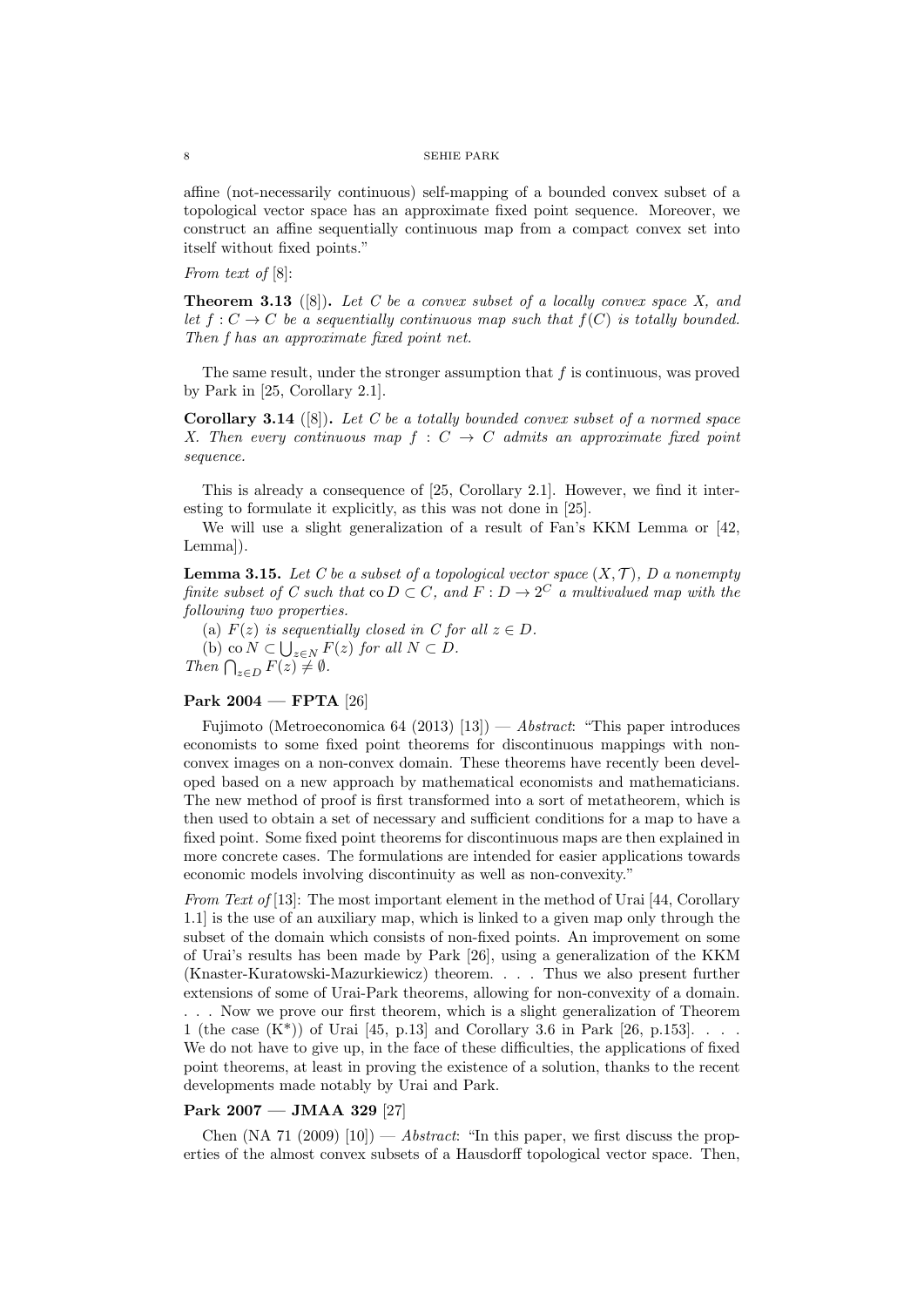affine (not-necessarily continuous) self-mapping of a bounded convex subset of a topological vector space has an approximate fixed point sequence. Moreover, we construct an affine sequentially continuous map from a compact convex set into itself without fixed points."

*From text of* [8]:

**Theorem 3.13** ([8])**.** *Let $C$ be a convex subset of a locally convex space $X$, and let $f : C \to C$ be a sequentially continuous map such that $f(C)$ is totally bounded. Then $f$ has an approximate fixed point net.*

The same result, under the stronger assumption that $f$ is continuous, was proved by Park in [25, Corollary 2.1].

**Corollary 3.14** ([8])**.** *Let $C$ be a totally bounded convex subset of a normed space $X$. Then every continuous map $f : C \to C$ admits an approximate fixed point sequence.*

This is already a consequence of [25, Corollary 2.1]. However, we find it interesting to formulate it explicitly, as this was not done in [25].

We will use a slight generalization of a result of Fan's KKM Lemma or [42, Lemma]).

**Lemma 3.15.** *Let $C$ be a subset of a topological vector space $(X, \mathcal{T})$, $D$ a nonempty finite subset of $C$ such that $\operatorname{co} D \subset C$, and $F : D \to 2^C$ a multivalued map with the following two properties.*

(a) *$F(z)$ is sequentially closed in $C$ for all $z \in D$.*

(b) *$\operatorname{co} N \subset \bigcup_{z \in N} F(z)$ for all $N \subset D$.*

*Then $\bigcap_{z \in D} F(z) \neq \emptyset$.*

### Park 2004 — FPTA [26]

Fujimoto (Metroeconomica 64 (2013) [13]) — *Abstract*: "This paper introduces economists to some fixed point theorems for discontinuous mappings with non-convex images on a non-convex domain. These theorems have recently been developed based on a new approach by mathematical economists and mathematicians. The new method of proof is first transformed into a sort of metatheorem, which is then used to obtain a set of necessary and sufficient conditions for a map to have a fixed point. Some fixed point theorems for discontinuous maps are then explained in more concrete cases. The formulations are intended for easier applications towards economic models involving discontinuity as well as non-convexity."

*From Text of* [13]: The most important element in the method of Urai [44, Corollary 1.1] is the use of an auxiliary map, which is linked to a given map only through the subset of the domain which consists of non-fixed points. An improvement on some of Urai's results has been made by Park [26], using a generalization of the KKM (Knaster-Kuratowski-Mazurkiewicz) theorem. . . . Thus we also present further extensions of some of Urai-Park theorems, allowing for non-convexity of a domain. . . . Now we prove our first theorem, which is a slight generalization of Theorem 1 (the case (K*)) of Urai [45, p.13] and Corollary 3.6 in Park [26, p.153]. . . . We do not have to give up, in the face of these difficulties, the applications of fixed point theorems, at least in proving the existence of a solution, thanks to the recent developments made notably by Urai and Park.

### Park 2007 — JMAA 329 [27]

Chen (NA 71 (2009) [10]) — *Abstract*: "In this paper, we first discuss the properties of the almost convex subsets of a Hausdorff topological vector space. Then,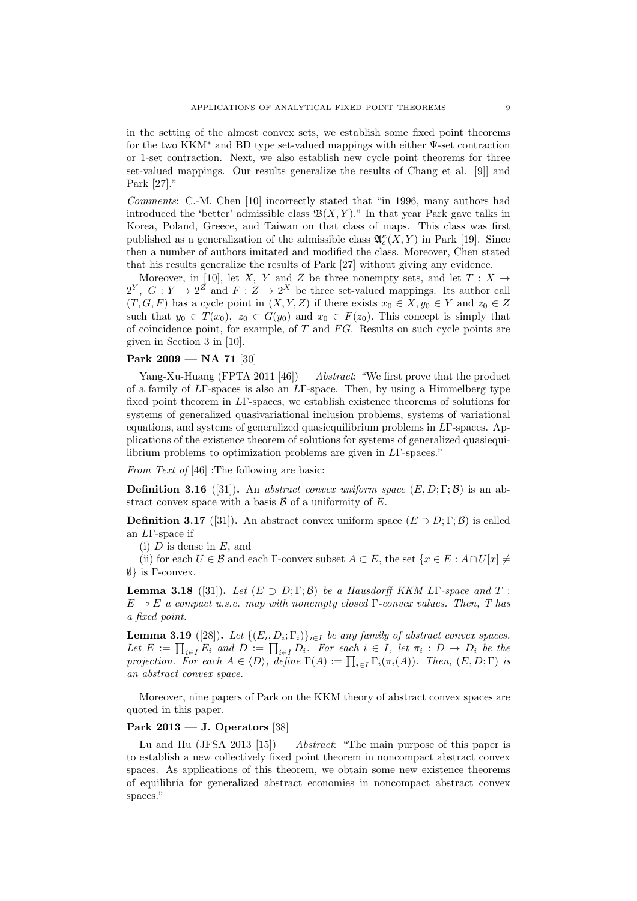in the setting of the almost convex sets, we establish some fixed point theorems for the two KKM$^*$ and BD type set-valued mappings with either $\Psi$-set contraction or 1-set contraction. Next, we also establish new cycle point theorems for three set-valued mappings. Our results generalize the results of Chang et al. [9]] and Park [27]."

*Comments*: C.-M. Chen [10] incorrectly stated that "in 1996, many authors had introduced the 'better' admissible class $\mathfrak{B}(X, Y)$." In that year Park gave talks in Korea, Poland, Greece, and Taiwan on that class of maps. This class was first published as a generalization of the admissible class $\mathfrak{A}_c^\kappa(X, Y)$ in Park [19]. Since then a number of authors imitated and modified the class. Moreover, Chen stated that his results generalize the results of Park [27] without giving any evidence.

Moreover, in [10], let $X$, $Y$ and $Z$ be three nonempty sets, and let $T : X \to 2^Y$, $G : Y \to 2^Z$ and $F : Z \to 2^X$ be three set-valued mappings. Its author call $(T, G, F)$ has a cycle point in $(X, Y, Z)$ if there exists $x_0 \in X, y_0 \in Y$ and $z_0 \in Z$ such that $y_0 \in T(x_0)$, $z_0 \in G(y_0)$ and $x_0 \in F(z_0)$. This concept is simply that of coincidence point, for example, of $T$ and $FG$. Results on such cycle points are given in Section 3 in [10].

**Park 2009 — NA 71** [30]

Yang-Xu-Huang (FPTA 2011 [46]) — *Abstract*: "We first prove that the product of a family of $L\Gamma$-spaces is also an $L\Gamma$-space. Then, by using a Himmelberg type fixed point theorem in $L\Gamma$-spaces, we establish existence theorems of solutions for systems of generalized quasivariational inclusion problems, systems of variational equations, and systems of generalized quasiequilibrium problems in $L\Gamma$-spaces. Applications of the existence theorem of solutions for systems of generalized quasiequilibrium problems to optimization problems are given in $L\Gamma$-spaces."

*From Text of* [46] :The following are basic:

**Definition 3.16** ([31])**.** An *abstract convex uniform space* $(E, D; \Gamma; \mathcal{B})$ is an abstract convex space with a basis $\mathcal{B}$ of a uniformity of $E$.

**Definition 3.17** ([31])**.** An abstract convex uniform space $(E \supset D; \Gamma; \mathcal{B})$ is called an $L\Gamma$-space if

(i) $D$ is dense in $E$, and

(ii) for each $U \in \mathcal{B}$ and each $\Gamma$-convex subset $A \subset E$, the set $\{x \in E : A \cap U[x] \neq \emptyset\}$ is $\Gamma$-convex.

**Lemma 3.18** ([31])**.** *Let $(E \supset D; \Gamma; \mathcal{B})$ be a Hausdorff KKM $L\Gamma$-space and $T : E \multimap E$ a compact u.s.c. map with nonempty closed $\Gamma$-convex values. Then, $T$ has a fixed point.*

**Lemma 3.19** ([28])**.** *Let $\{(E_i, D_i; \Gamma_i)\}_{i \in I}$ be any family of abstract convex spaces. Let $E := \prod_{i \in I} E_i$ and $D := \prod_{i \in I} D_i$. For each $i \in I$, let $\pi_i : D \to D_i$ be the projection. For each $A \in \langle D \rangle$, define $\Gamma(A) := \prod_{i \in I} \Gamma_i(\pi_i(A))$. Then, $(E, D; \Gamma)$ is an abstract convex space.*

Moreover, nine papers of Park on the KKM theory of abstract convex spaces are quoted in this paper.

**Park 2013 — J. Operators** [38]

Lu and Hu (JFSA 2013 [15]) — *Abstract*: "The main purpose of this paper is to establish a new collectively fixed point theorem in noncompact abstract convex spaces. As applications of this theorem, we obtain some new existence theorems of equilibria for generalized abstract economies in noncompact abstract convex spaces."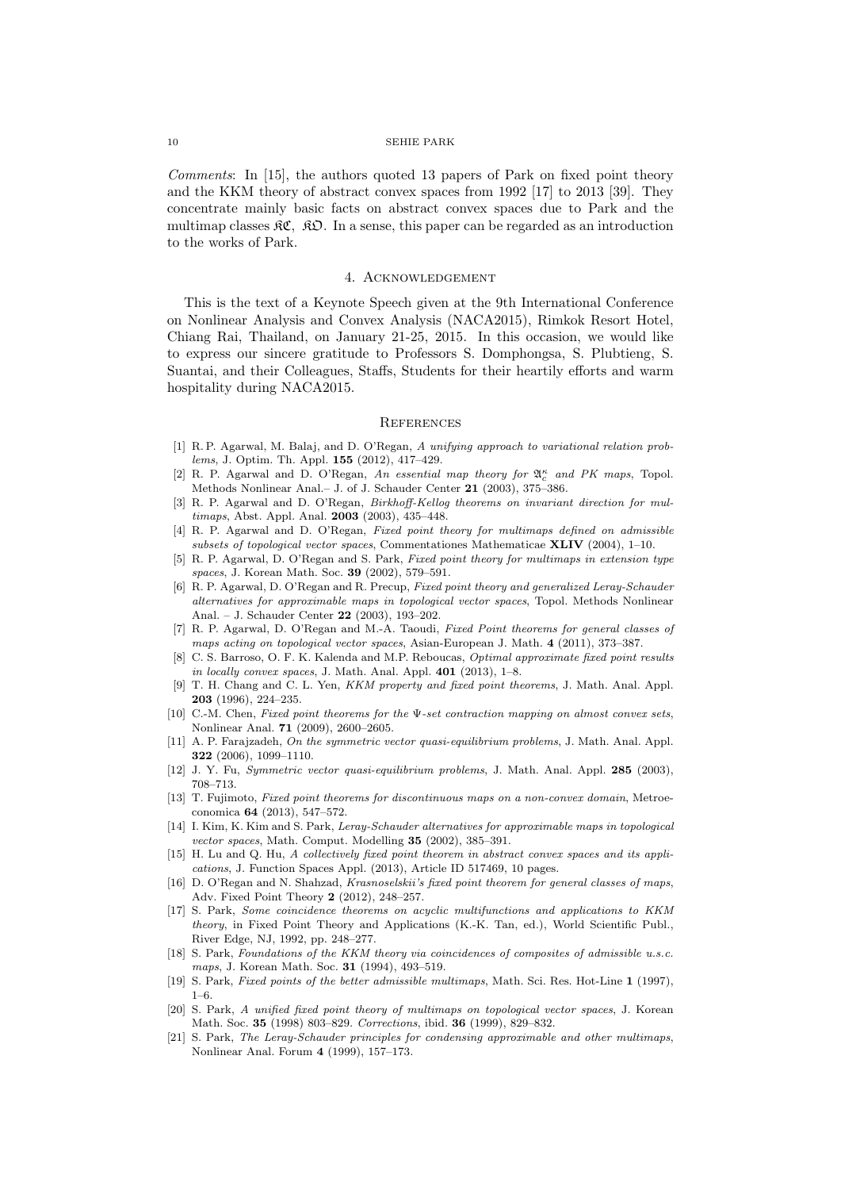*Comments*: In [15], the authors quoted 13 papers of Park on fixed point theory and the KKM theory of abstract convex spaces from 1992 [17] to 2013 [39]. They concentrate mainly basic facts on abstract convex spaces due to Park and the multimap classes $\mathfrak{KC}$, $\mathfrak{KO}$. In a sense, this paper can be regarded as an introduction to the works of Park.

## 4. Acknowledgement

This is the text of a Keynote Speech given at the 9th International Conference on Nonlinear Analysis and Convex Analysis (NACA2015), Rimkok Resort Hotel, Chiang Rai, Thailand, on January 21-25, 2015. In this occasion, we would like to express our sincere gratitude to Professors S. Dompongsa, S. Plubtieng, S. Suantai, and their Colleagues, Staffs, Students for their heartily efforts and warm hospitality during NACA2015.

## References

[1] R. P. Agarwal, M. Balaj, and D. O'Regan, *A unifying approach to variational relation problems*, J. Optim. Th. Appl. **155** (2012), 417–429.

[2] R. P. Agarwal and D. O'Regan, *An essential map theory for $\mathfrak{A}_c^\kappa$ and PK maps*, Topol. Methods Nonlinear Anal.– J. of J. Schauder Center **21** (2003), 375–386.

[3] R. P. Agarwal and D. O'Regan, *Birkhoff-Kellog theorems on invariant direction for multimaps*, Abst. Appl. Anal. **2003** (2003), 435–448.

[4] R. P. Agarwal and D. O'Regan, *Fixed point theory for multimaps defined on admissible subsets of topological vector spaces*, Commentationes Mathematicae **XLIV** (2004), 1–10.

[5] R. P. Agarwal, D. O'Regan and S. Park, *Fixed point theory for multimaps in extension type spaces*, J. Korean Math. Soc. **39** (2002), 579–591.

[6] R. P. Agarwal, D. O'Regan and R. Precup, *Fixed point theory and generalized Leray-Schauder alternatives for approximable maps in topological vector spaces*, Topol. Methods Nonlinear Anal. – J. Schauder Center **22** (2003), 193–202.

[7] R. P. Agarwal, D. O'Regan and M.-A. Taoudi, *Fixed Point theorems for general classes of maps acting on topological vector spaces*, Asian-European J. Math. **4** (2011), 373–387.

[8] C. S. Barroso, O. F. K. Kalenda and M.P. Reboucas, *Optimal approximate fixed point results in locally convex spaces*, J. Math. Anal. Appl. **401** (2013), 1–8.

[9] T. H. Chang and C. L. Yen, *KKM property and fixed point theorems*, J. Math. Anal. Appl. **203** (1996), 224–235.

[10] C.-M. Chen, *Fixed point theorems for the Ψ-set contraction mapping on almost convex sets*, Nonlinear Anal. **71** (2009), 2600–2605.

[11] A. P. Farajzadeh, *On the symmetric vector quasi-equilibrium problems*, J. Math. Anal. Appl. **322** (2006), 1099–1110.

[12] J. Y. Fu, *Symmetric vector quasi-equilibrium problems*, J. Math. Anal. Appl. **285** (2003), 708–713.

[13] T. Fujimoto, *Fixed point theorems for discontinuous maps on a non-convex domain*, Metroeconomica **64** (2013), 547–572.

[14] I. Kim, K. Kim and S. Park, *Leray-Schauder alternatives for approximable maps in topological vector spaces*, Math. Comput. Modelling **35** (2002), 385–391.

[15] H. Lu and Q. Hu, *A collectively fixed point theorem in abstract convex spaces and its applications*, J. Function Spaces Appl. (2013), Article ID 517469, 10 pages.

[16] D. O'Regan and N. Shahzad, *Krasnoselskii's fixed point theorem for general classes of maps*, Adv. Fixed Point Theory **2** (2012), 248–257.

[17] S. Park, *Some coincidence theorems on acyclic multifunctions and applications to KKM theory*, in Fixed Point Theory and Applications (K.-K. Tan, ed.), World Scientific Publ., River Edge, NJ, 1992, pp. 248–277.

[18] S. Park, *Foundations of the KKM theory via coincidences of composites of admissible u.s.c. maps*, J. Korean Math. Soc. **31** (1994), 493–519.

[19] S. Park, *Fixed points of the better admissible multimaps*, Math. Sci. Res. Hot-Line **1** (1997), 1–6.

[20] S. Park, *A unified fixed point theory of multimaps on topological vector spaces*, J. Korean Math. Soc. **35** (1998) 803–829. *Corrections*, ibid. **36** (1999), 829–832.

[21] S. Park, *The Leray-Schauder principles for condensing approximable and other multimaps*, Nonlinear Anal. Forum **4** (1999), 157–173.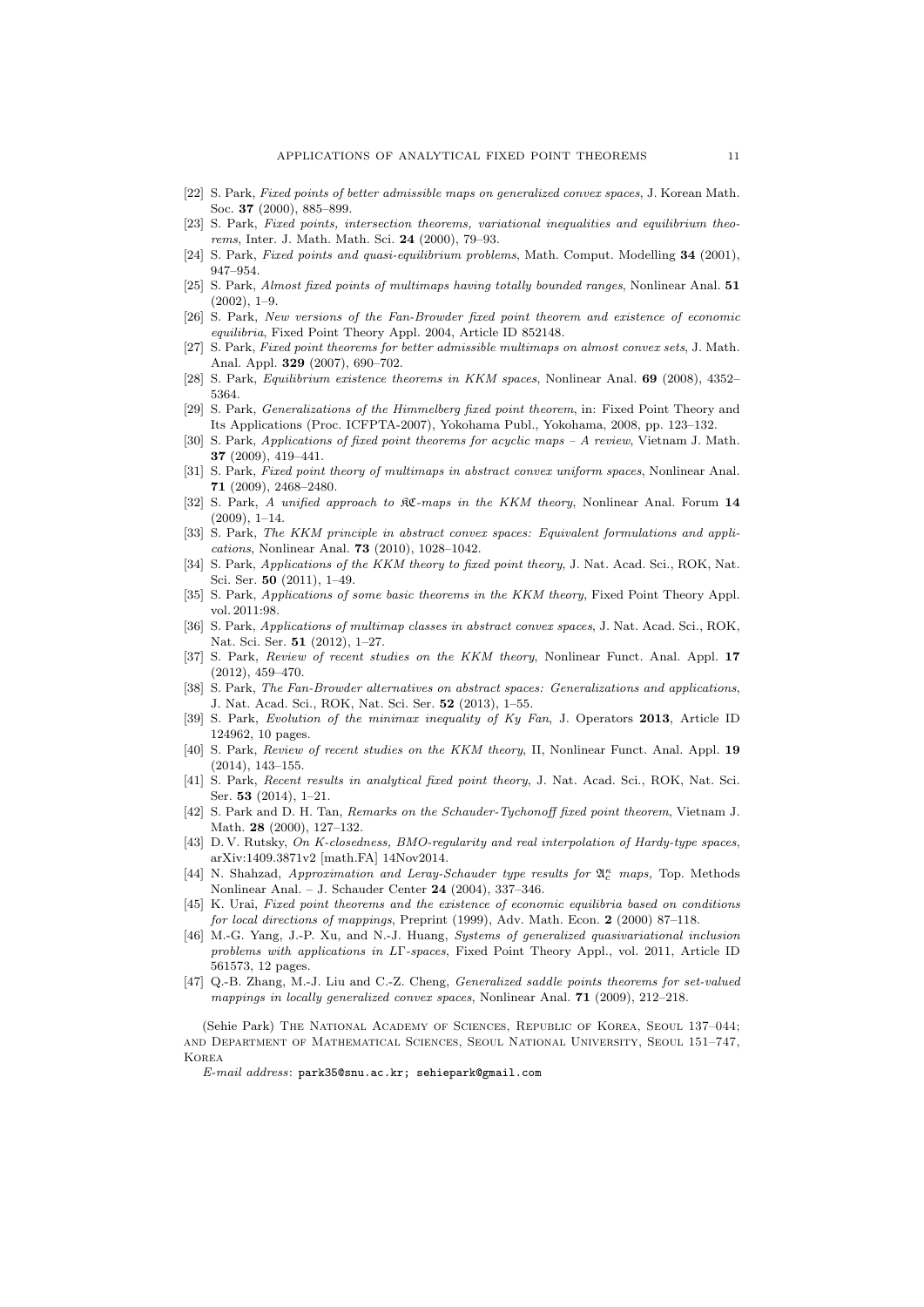[22] S. Park, *Fixed points of better admissible maps on generalized convex spaces*, J. Korean Math. Soc. **37** (2000), 885–899.

[23] S. Park, *Fixed points, intersection theorems, variational inequalities and equilibrium theorems*, Inter. J. Math. Math. Sci. **24** (2000), 79–93.

[24] S. Park, *Fixed points and quasi-equilibrium problems*, Math. Comput. Modelling **34** (2001), 947–954.

[25] S. Park, *Almost fixed points of multimaps having totally bounded ranges*, Nonlinear Anal. **51** (2002), 1–9.

[26] S. Park, *New versions of the Fan-Browder fixed point theorem and existence of economic equilibria*, Fixed Point Theory Appl. 2004, Article ID 852148.

[27] S. Park, *Fixed point theorems for better admissible multimaps on almost convex sets*, J. Math. Anal. Appl. **329** (2007), 690–702.

[28] S. Park, *Equilibrium existence theorems in KKM spaces*, Nonlinear Anal. **69** (2008), 4352–5364.

[29] S. Park, *Generalizations of the Himmelberg fixed point theorem*, in: Fixed Point Theory and Its Applications (Proc. ICFPTA-2007), Yokohama Publ., Yokohama, 2008, pp. 123–132.

[30] S. Park, *Applications of fixed point theorems for acyclic maps – A review*, Vietnam J. Math. **37** (2009), 419–441.

[31] S. Park, *Fixed point theory of multimaps in abstract convex uniform spaces*, Nonlinear Anal. **71** (2009), 2468–2480.

[32] S. Park, *A unified approach to $\mathfrak{KC}$-maps in the KKM theory*, Nonlinear Anal. Forum **14** (2009), 1–14.

[33] S. Park, *The KKM principle in abstract convex spaces: Equivalent formulations and applications*, Nonlinear Anal. **73** (2010), 1028–1042.

[34] S. Park, *Applications of the KKM theory to fixed point theory*, J. Nat. Acad. Sci., ROK, Nat. Sci. Ser. **50** (2011), 1–49.

[35] S. Park, *Applications of some basic theorems in the KKM theory*, Fixed Point Theory Appl. vol. 2011:98.

[36] S. Park, *Applications of multimap classes in abstract convex spaces*, J. Nat. Acad. Sci., ROK, Nat. Sci. Ser. **51** (2012), 1–27.

[37] S. Park, *Review of recent studies on the KKM theory*, Nonlinear Funct. Anal. Appl. **17** (2012), 459–470.

[38] S. Park, *The Fan-Browder alternatives on abstract spaces: Generalizations and applications*, J. Nat. Acad. Sci., ROK, Nat. Sci. Ser. **52** (2013), 1–55.

[39] S. Park, *Evolution of the minimax inequality of Ky Fan*, J. Operators **2013**, Article ID 124962, 10 pages.

[40] S. Park, *Review of recent studies on the KKM theory*, II, Nonlinear Funct. Anal. Appl. **19** (2014), 143–155.

[41] S. Park, *Recent results in analytical fixed point theory*, J. Nat. Acad. Sci., ROK, Nat. Sci. Ser. **53** (2014), 1–21.

[42] S. Park and D. H. Tan, *Remarks on the Schauder-Tychonoff fixed point theorem*, Vietnam J. Math. **28** (2000), 127–132.

[43] D. V. Rutsky, *On K-closedness, BMO-regularity and real interpolation of Hardy-type spaces*, arXiv:1409.3871v2 [math.FA] 14Nov2014.

[44] N. Shahzad, *Approximation and Leray-Schauder type results for $\mathfrak{A}^{\kappa}_{c}$ maps*, Top. Methods Nonlinear Anal. – J. Schauder Center **24** (2004), 337–346.

[45] K. Urai, *Fixed point theorems and the existence of economic equilibria based on conditions for local directions of mappings*, Preprint (1999), Adv. Math. Econ. **2** (2000) 87–118.

[46] M.-G. Yang, J.-P. Xu, and N.-J. Huang, *Systems of generalized quasivariational inclusion problems with applications in $L\Gamma$-spaces*, Fixed Point Theory Appl., vol. 2011, Article ID 561573, 12 pages.

[47] Q.-B. Zhang, M.-J. Liu and C.-Z. Cheng, *Generalized saddle points theorems for set-valued mappings in locally generalized convex spaces*, Nonlinear Anal. **71** (2009), 212–218.

(Sehie Park) The National Academy of Sciences, Republic of Korea, Seoul 137–044; and Department of Mathematical Sciences, Seoul National University, Seoul 151–747, Korea

*E-mail address*: park35@snu.ac.kr; sehiepark@gmail.com